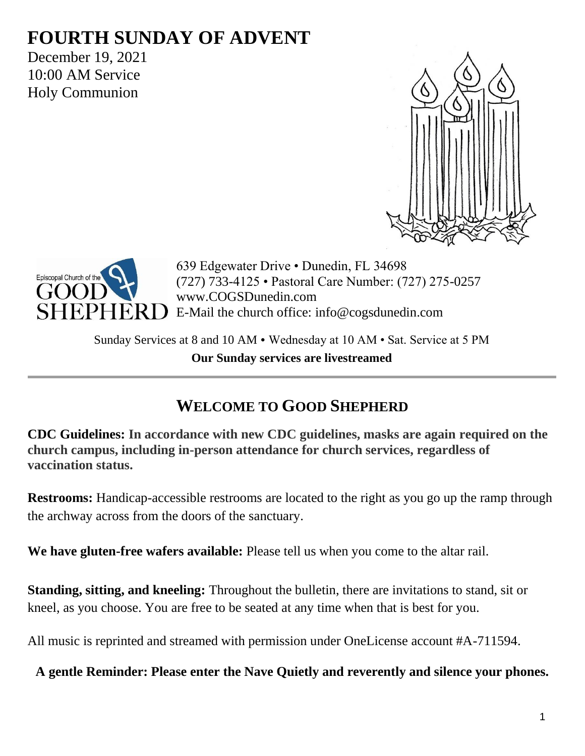# FOURTH SUNDAY OF ADVENT

December 19, 2021
10:00 AM Service
Holy Communion

Episcopal Church of the GOOD SHEPHERD

639 Edgewater Drive • Dunedin, FL 34698
(727) 733-4125 • Pastoral Care Number: (727) 275-0257
www.COGSDunedin.com
E-Mail the church office: info@cogsdunedin.com

Sunday Services at 8 and 10 AM • Wednesday at 10 AM • Sat. Service at 5 PM

**Our Sunday services are livestreamed**

---

## WELCOME TO GOOD SHEPHERD

**CDC Guidelines: In accordance with new CDC guidelines, masks are again required on the church campus, including in-person attendance for church services, regardless of vaccination status.**

**Restrooms:** Handicap-accessible restrooms are located to the right as you go up the ramp through the archway across from the doors of the sanctuary.

**We have gluten-free wafers available:** Please tell us when you come to the altar rail.

**Standing, sitting, and kneeling:** Throughout the bulletin, there are invitations to stand, sit or kneel, as you choose. You are free to be seated at any time when that is best for you.

All music is reprinted and streamed with permission under OneLicense account #A-711594.

**A gentle Reminder: Please enter the Nave Quietly and reverently and silence your phones.**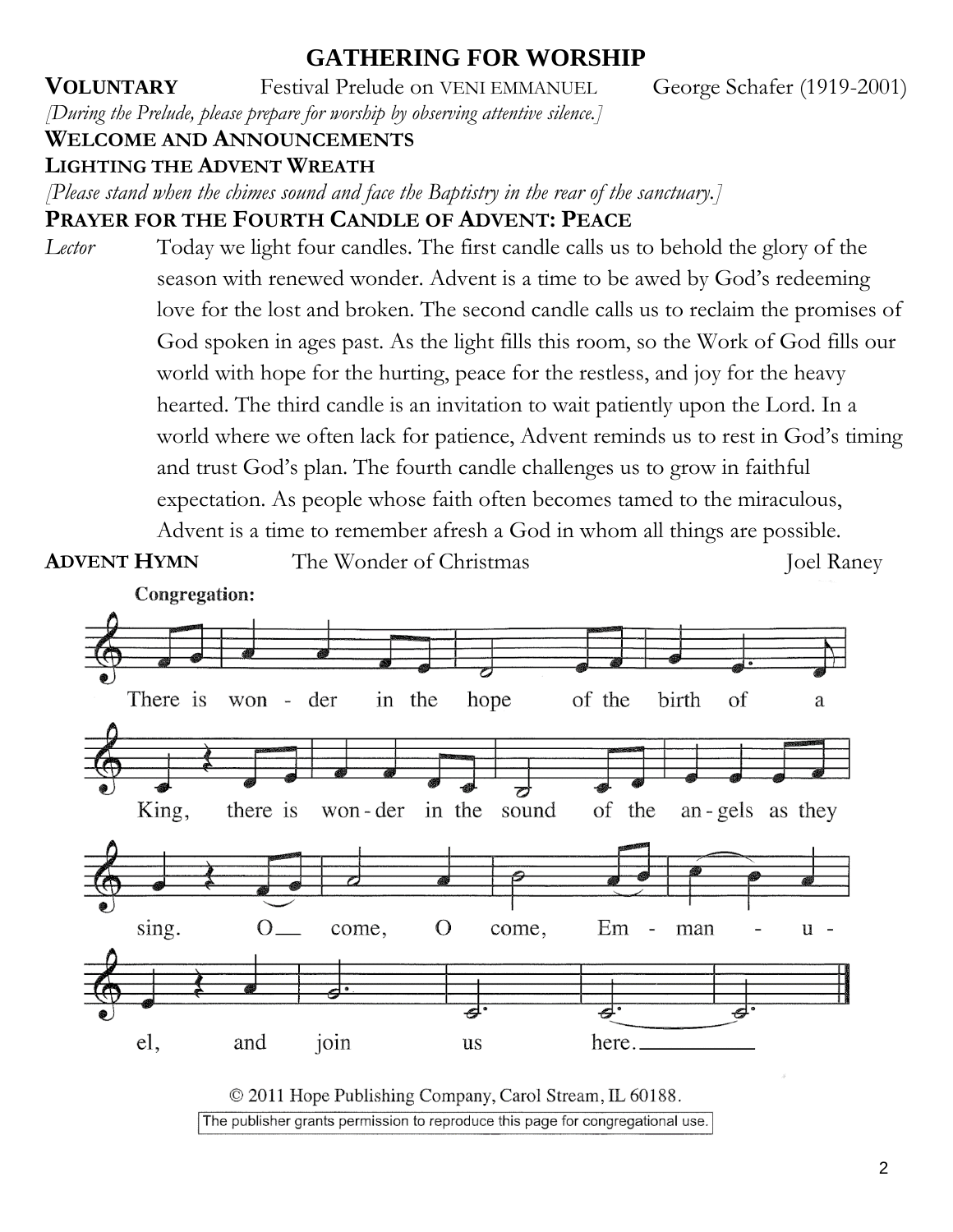# GATHERING FOR WORSHIP

**VOLUNTARY** Festival Prelude on VENI EMMANUEL George Schafer (1919-2001)

*[During the Prelude, please prepare for worship by observing attentive silence.]*

**WELCOME AND ANNOUNCEMENTS**

**LIGHTING THE ADVENT WREATH**

*[Please stand when the chimes sound and face the Baptistry in the rear of the sanctuary.]*

**PRAYER FOR THE FOURTH CANDLE OF ADVENT: PEACE**

*Lector* Today we light four candles. The first candle calls us to behold the glory of the season with renewed wonder. Advent is a time to be awed by God's redeeming love for the lost and broken. The second candle calls us to reclaim the promises of God spoken in ages past. As the light fills this room, so the Work of God fills our world with hope for the hurting, peace for the restless, and joy for the heavy hearted. The third candle is an invitation to wait patiently upon the Lord. In a world where we often lack for patience, Advent reminds us to rest in God's timing and trust God's plan. The fourth candle challenges us to grow in faithful expectation. As people whose faith often becomes tamed to the miraculous, Advent is a time to remember afresh a God in whom all things are possible.

**ADVENT HYMN** The Wonder of Christmas Joel Raney

**Congregation:**

There is wonder in the hope of the birth of a King, there is wonder in the sound of the angels as they sing. O come, O come, Emmanuel, and join us here.

© 2011 Hope Publishing Company, Carol Stream, IL 60188.

The publisher grants permission to reproduce this page for congregational use.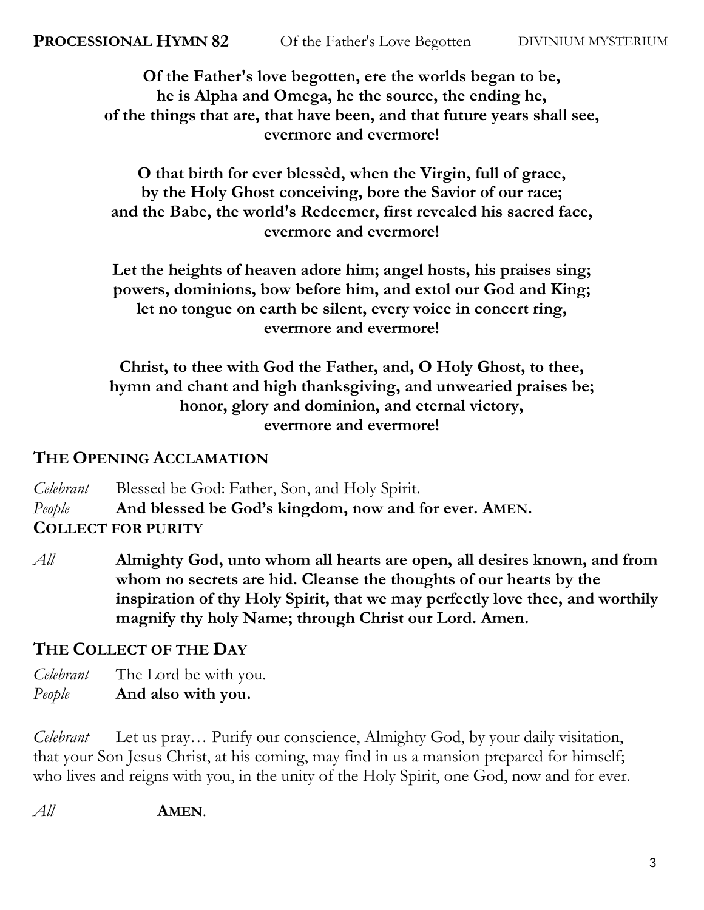**PROCESSIONAL HYMN 82** Of the Father's Love Begotten DIVINIUM MYSTERIUM

**Of the Father's love begotten, ere the worlds began to be,**
**he is Alpha and Omega, he the source, the ending he,**
**of the things that are, that have been, and that future years shall see,**
**evermore and evermore!**

**O that birth for ever blessèd, when the Virgin, full of grace,**
**by the Holy Ghost conceiving, bore the Savior of our race;**
**and the Babe, the world's Redeemer, first revealed his sacred face,**
**evermore and evermore!**

**Let the heights of heaven adore him; angel hosts, his praises sing;**
**powers, dominions, bow before him, and extol our God and King;**
**let no tongue on earth be silent, every voice in concert ring,**
**evermore and evermore!**

**Christ, to thee with God the Father, and, O Holy Ghost, to thee,**
**hymn and chant and high thanksgiving, and unwearied praises be;**
**honor, glory and dominion, and eternal victory,**
**evermore and evermore!**

## THE OPENING ACCLAMATION

*Celebrant* Blessed be God: Father, Son, and Holy Spirit.
*People* **And blessed be God's kingdom, now and for ever. AMEN.**

## COLLECT FOR PURITY

*All* **Almighty God, unto whom all hearts are open, all desires known, and from whom no secrets are hid. Cleanse the thoughts of our hearts by the inspiration of thy Holy Spirit, that we may perfectly love thee, and worthily magnify thy holy Name; through Christ our Lord. Amen.**

## THE COLLECT OF THE DAY

*Celebrant* The Lord be with you.
*People* **And also with you.**

*Celebrant* Let us pray… Purify our conscience, Almighty God, by your daily visitation, that your Son Jesus Christ, at his coming, may find in us a mansion prepared for himself; who lives and reigns with you, in the unity of the Holy Spirit, one God, now and for ever.

*All* **AMEN**.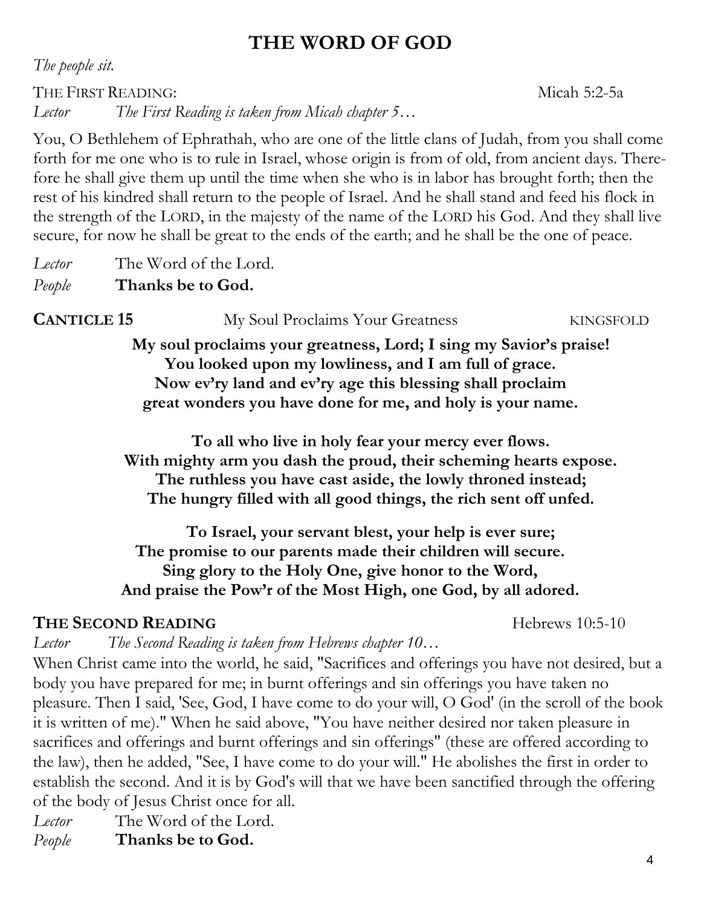# THE WORD OF GOD

*The people sit.*

THE FIRST READING: Micah 5:2-5a

*Lector* *The First Reading is taken from Micah chapter 5…*

You, O Bethlehem of Ephrathah, who are one of the little clans of Judah, from you shall come forth for me one who is to rule in Israel, whose origin is from of old, from ancient days. Therefore he shall give them up until the time when she who is in labor has brought forth; then the rest of his kindred shall return to the people of Israel. And he shall stand and feed his flock in the strength of the LORD, in the majesty of the name of the LORD his God. And they shall live secure, for now he shall be great to the ends of the earth; and he shall be the one of peace.

*Lector* The Word of the Lord.

*People* **Thanks be to God.**

**CANTICLE 15** My Soul Proclaims Your Greatness KINGSFOLD

**My soul proclaims your greatness, Lord; I sing my Savior's praise!**
**You looked upon my lowliness, and I am full of grace.**
**Now ev'ry land and ev'ry age this blessing shall proclaim**
**great wonders you have done for me, and holy is your name.**

**To all who live in holy fear your mercy ever flows.**
**With mighty arm you dash the proud, their scheming hearts expose.**
**The ruthless you have cast aside, the lowly throned instead;**
**The hungry filled with all good things, the rich sent off unfed.**

**To Israel, your servant blest, your help is ever sure;**
**The promise to our parents made their children will secure.**
**Sing glory to the Holy One, give honor to the Word,**
**And praise the Pow'r of the Most High, one God, by all adored.**

**THE SECOND READING** Hebrews 10:5-10

*Lector* *The Second Reading is taken from Hebrews chapter 10…*

When Christ came into the world, he said, "Sacrifices and offerings you have not desired, but a body you have prepared for me; in burnt offerings and sin offerings you have taken no pleasure. Then I said, 'See, God, I have come to do your will, O God' (in the scroll of the book it is written of me)." When he said above, "You have neither desired nor taken pleasure in sacrifices and offerings and burnt offerings and sin offerings" (these are offered according to the law), then he added, "See, I have come to do your will." He abolishes the first in order to establish the second. And it is by God's will that we have been sanctified through the offering of the body of Jesus Christ once for all.

*Lector* The Word of the Lord.

*People* **Thanks be to God.**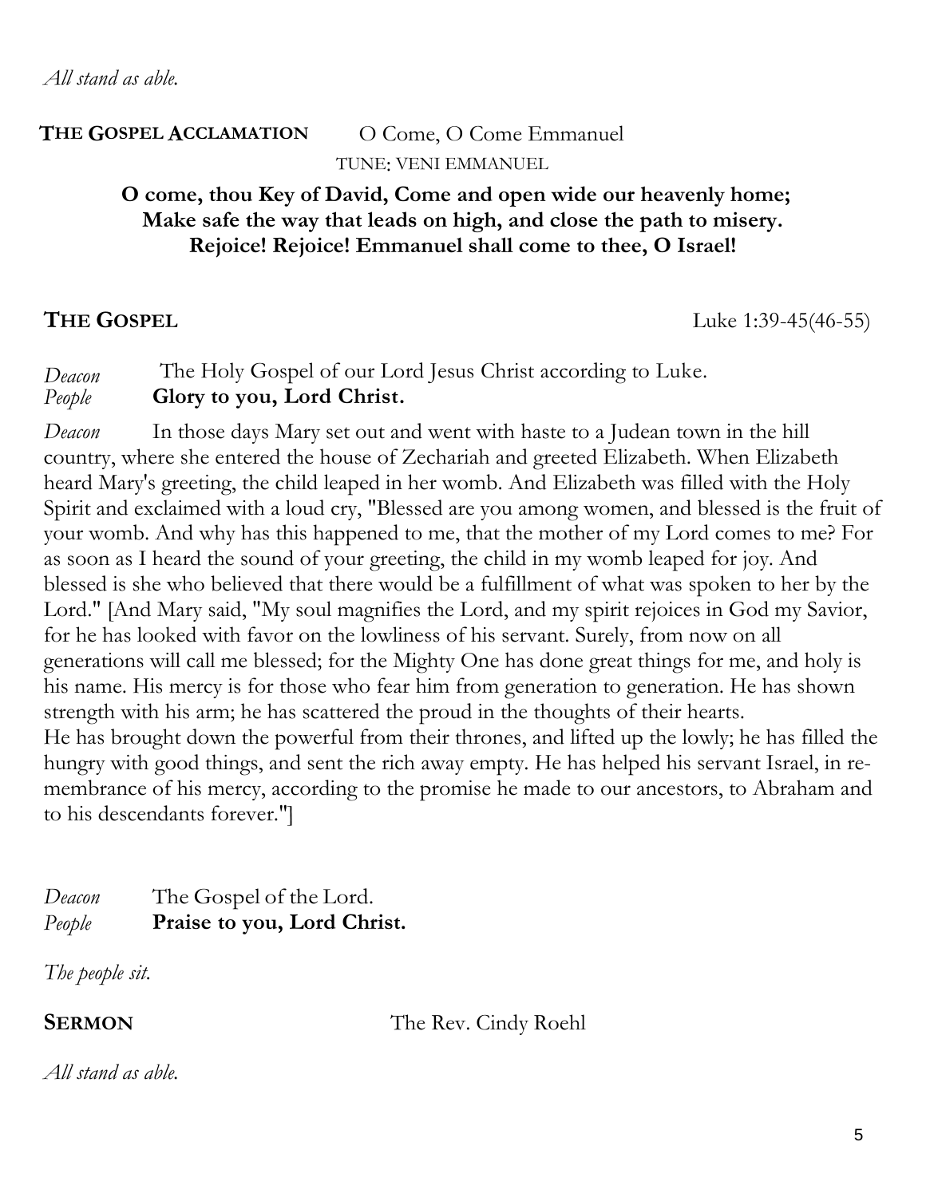*All stand as able.*

**THE GOSPEL ACCLAMATION** O Come, O Come Emmanuel

TUNE: VENI EMMANUEL

**O come, thou Key of David, Come and open wide our heavenly home;**
**Make safe the way that leads on high, and close the path to misery.**
**Rejoice! Rejoice! Emmanuel shall come to thee, O Israel!**

**THE GOSPEL** Luke 1:39-45(46-55)

*Deacon* The Holy Gospel of our Lord Jesus Christ according to Luke.
*People* **Glory to you, Lord Christ.**

*Deacon* In those days Mary set out and went with haste to a Judean town in the hill country, where she entered the house of Zechariah and greeted Elizabeth. When Elizabeth heard Mary's greeting, the child leaped in her womb. And Elizabeth was filled with the Holy Spirit and exclaimed with a loud cry, "Blessed are you among women, and blessed is the fruit of your womb. And why has this happened to me, that the mother of my Lord comes to me? For as soon as I heard the sound of your greeting, the child in my womb leaped for joy. And blessed is she who believed that there would be a fulfillment of what was spoken to her by the Lord." [And Mary said, "My soul magnifies the Lord, and my spirit rejoices in God my Savior, for he has looked with favor on the lowliness of his servant. Surely, from now on all generations will call me blessed; for the Mighty One has done great things for me, and holy is his name. His mercy is for those who fear him from generation to generation. He has shown strength with his arm; he has scattered the proud in the thoughts of their hearts.
He has brought down the powerful from their thrones, and lifted up the lowly; he has filled the hungry with good things, and sent the rich away empty. He has helped his servant Israel, in remembrance of his mercy, according to the promise he made to our ancestors, to Abraham and to his descendants forever."]

*Deacon* The Gospel of the Lord.
*People* **Praise to you, Lord Christ.**

*The people sit.*

**SERMON** The Rev. Cindy Roehl

*All stand as able.*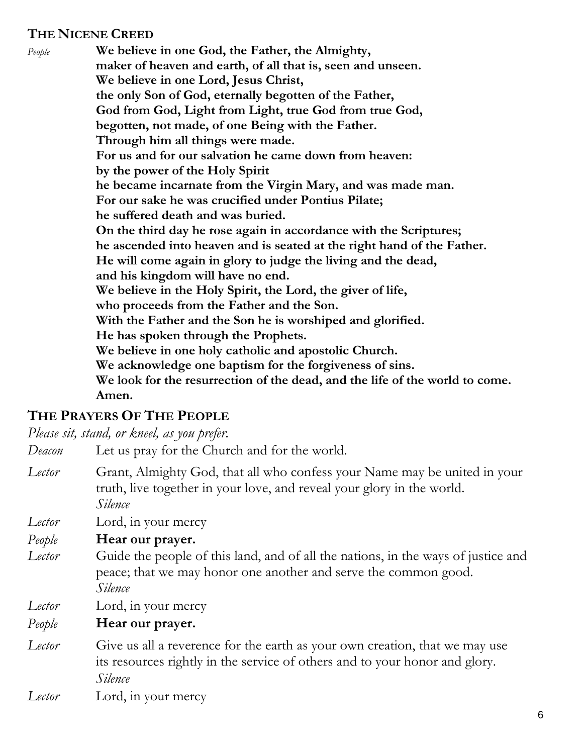## The Nicene Creed

*People* **We believe in one God, the Father, the Almighty,
maker of heaven and earth, of all that is, seen and unseen.
We believe in one Lord, Jesus Christ,
the only Son of God, eternally begotten of the Father,
God from God, Light from Light, true God from true God,
begotten, not made, of one Being with the Father.
Through him all things were made.
For us and for our salvation he came down from heaven:
by the power of the Holy Spirit
he became incarnate from the Virgin Mary, and was made man.
For our sake he was crucified under Pontius Pilate;
he suffered death and was buried.
On the third day he rose again in accordance with the Scriptures;
he ascended into heaven and is seated at the right hand of the Father.
He will come again in glory to judge the living and the dead,
and his kingdom will have no end.
We believe in the Holy Spirit, the Lord, the giver of life,
who proceeds from the Father and the Son.
With the Father and the Son he is worshiped and glorified.
He has spoken through the Prophets.
We believe in one holy catholic and apostolic Church.
We acknowledge one baptism for the forgiveness of sins.
We look for the resurrection of the dead, and the life of the world to come.
Amen.**

## The Prayers Of The People

*Please sit, stand, or kneel, as you prefer.*

*Deacon* Let us pray for the Church and for the world.

*Lector* Grant, Almighty God, that all who confess your Name may be united in your truth, live together in your love, and reveal your glory in the world.
*Silence*

*Lector* Lord, in your mercy

*People* **Hear our prayer.**

*Lector* Guide the people of this land, and of all the nations, in the ways of justice and peace; that we may honor one another and serve the common good.
*Silence*

*Lector* Lord, in your mercy

*People* **Hear our prayer.**

*Lector* Give us all a reverence for the earth as your own creation, that we may use its resources rightly in the service of others and to your honor and glory.
*Silence*

*Lector* Lord, in your mercy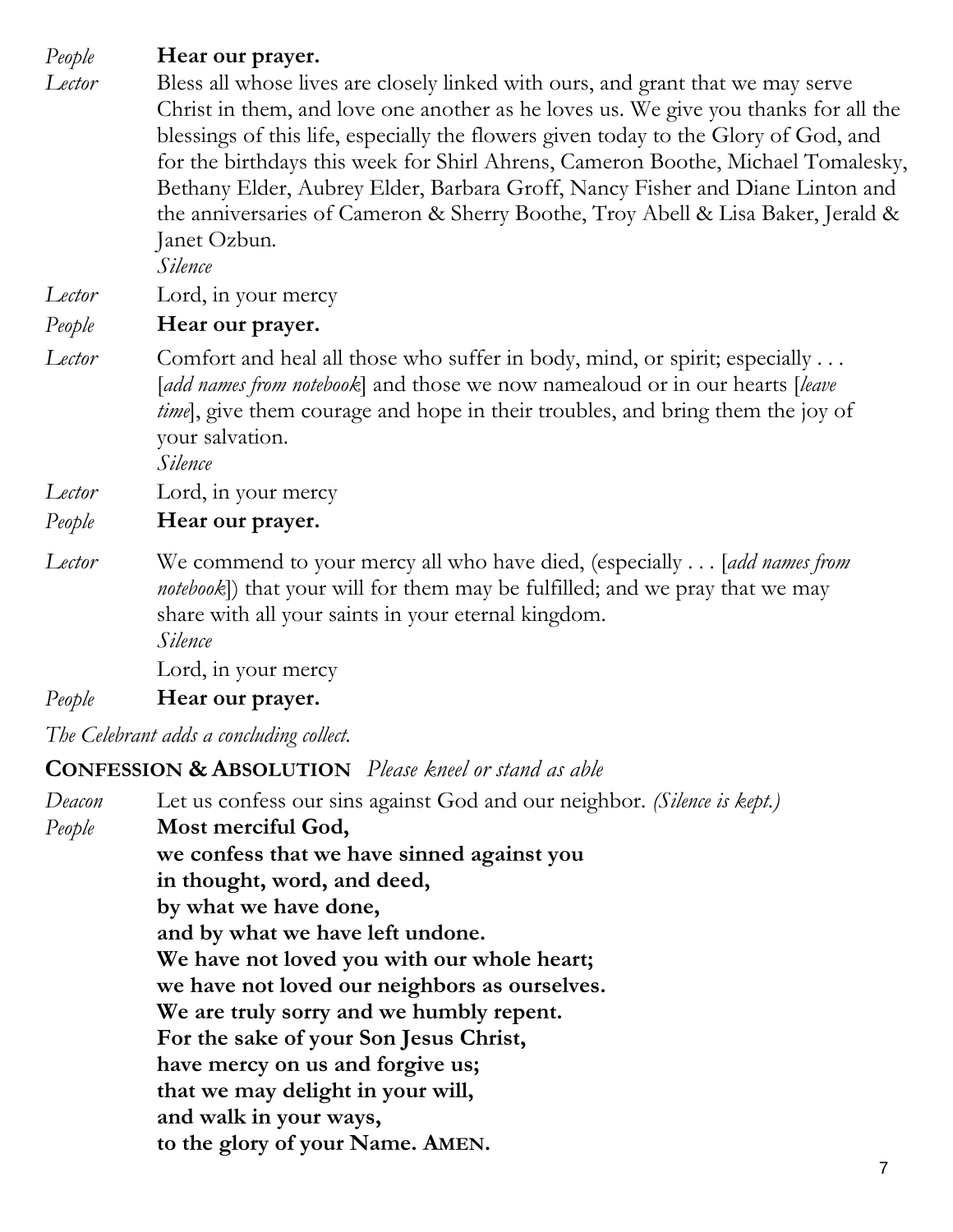*People* **Hear our prayer.**

*Lector* Bless all whose lives are closely linked with ours, and grant that we may serve Christ in them, and love one another as he loves us. We give you thanks for all the blessings of this life, especially the flowers given today to the Glory of God, and for the birthdays this week for Shirl Ahrens, Cameron Boothe, Michael Tomalesky, Bethany Elder, Aubrey Elder, Barbara Groff, Nancy Fisher and Diane Linton and the anniversaries of Cameron & Sherry Boothe, Troy Abell & Lisa Baker, Jerald & Janet Ozbun.
*Silence*

*Lector* Lord, in your mercy

*People* **Hear our prayer.**

*Lector* Comfort and heal all those who suffer in body, mind, or spirit; especially . . . [*add names from notebook*] and those we now namealoud or in our hearts [*leave time*], give them courage and hope in their troubles, and bring them the joy of your salvation.
*Silence*

*Lector* Lord, in your mercy

*People* **Hear our prayer.**

*Lector* We commend to your mercy all who have died, (especially . . . [*add names from notebook*]) that your will for them may be fulfilled; and we pray that we may share with all your saints in your eternal kingdom.
*Silence*
Lord, in your mercy

*People* **Hear our prayer.**

*The Celebrant adds a concluding collect.*

**CONFESSION & ABSOLUTION** *Please kneel or stand as able*

*Deacon* Let us confess our sins against God and our neighbor. *(Silence is kept.)*

*People* **Most merciful God,**
**we confess that we have sinned against you**
**in thought, word, and deed,**
**by what we have done,**
**and by what we have left undone.**
**We have not loved you with our whole heart;**
**we have not loved our neighbors as ourselves.**
**We are truly sorry and we humbly repent.**
**For the sake of your Son Jesus Christ,**
**have mercy on us and forgive us;**
**that we may delight in your will,**
**and walk in your ways,**
**to the glory of your Name. AMEN.**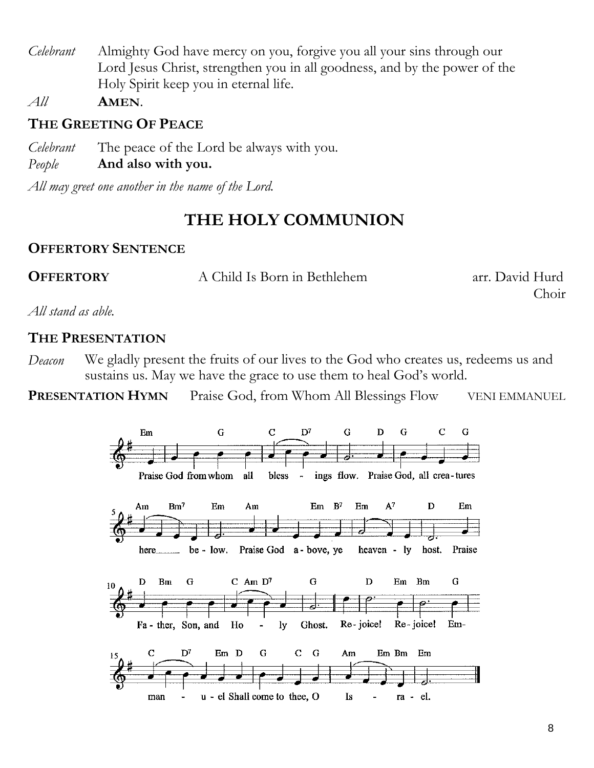*Celebrant* Almighty God have mercy on you, forgive you all your sins through our Lord Jesus Christ, strengthen you in all goodness, and by the power of the Holy Spirit keep you in eternal life.

*All* **AMEN**.

**THE GREETING OF PEACE**

*Celebrant* The peace of the Lord be always with you.

*People* **And also with you.**

*All may greet one another in the name of the Lord.*

## THE HOLY COMMUNION

**OFFERTORY SENTENCE**

**OFFERTORY** A Child Is Born in Bethlehem arr. David Hurd  
Choir

*All stand as able.*

**THE PRESENTATION**

*Deacon* We gladly present the fruits of our lives to the God who creates us, redeems us and sustains us. May we have the grace to use them to heal God's world.

**PRESENTATION HYMN** Praise God, from Whom All Blessings Flow VENI EMMANUEL

Praise God from whom all blessings flow. Praise God, all creatures here below. Praise God above, ye heavenly host. Praise Father, Son, and Holy Ghost. Rejoice! Rejoice! Emmanuel Shall come to thee, O Israel.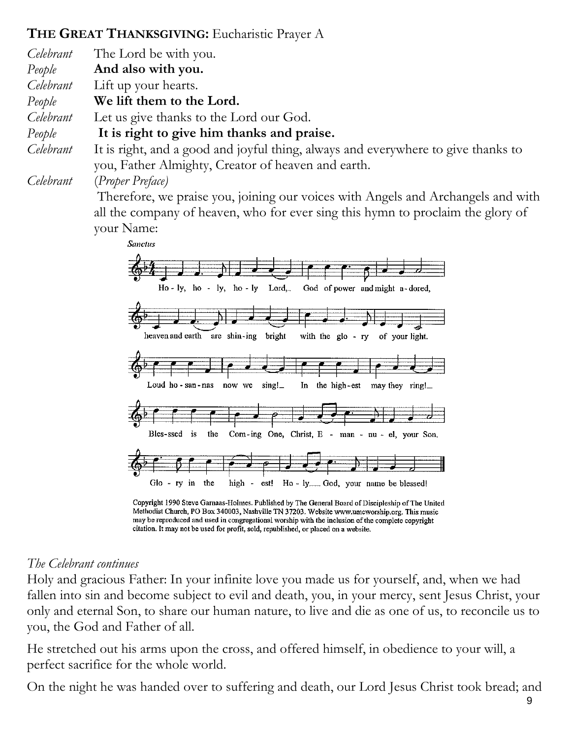**THE GREAT THANKSGIVING:** Eucharistic Prayer A

*Celebrant* The Lord be with you.
*People* **And also with you.**
*Celebrant* Lift up your hearts.
*People* **We lift them to the Lord.**
*Celebrant* Let us give thanks to the Lord our God.
*People* **It is right to give him thanks and praise.**
*Celebrant* It is right, and a good and joyful thing, always and everywhere to give thanks to you, Father Almighty, Creator of heaven and earth.
*Celebrant* (*Proper Preface*)
Therefore, we praise you, joining our voices with Angels and Archangels and with all the company of heaven, who for ever sing this hymn to proclaim the glory of your Name:

*Sanctus*

Ho - ly, ho - ly, ho - ly Lord, God of power and might a - dored,
heaven and earth are shin - ing bright with the glo - ry of your light.
Loud ho - san - nas now we sing! In the high - est may they ring!
Bles - sed is the Com - ing One, Christ, E - man - nu - el, your Son.
Glo - ry in the high - est! Ho - ly God, your name be blessed!

Copyright 1990 Steve Garnaas-Holmes. Published by The General Board of Discipleship of The United Methodist Church, PO Box 340003, Nashville TN 37203. Website www.umcworship.org. This music may be reproduced and used in congregational worship with the inclusion of the complete copyright citation. It may not be used for profit, sold, republished, or placed on a website.

*The Celebrant continues*

Holy and gracious Father: In your infinite love you made us for yourself, and, when we had fallen into sin and become subject to evil and death, you, in your mercy, sent Jesus Christ, your only and eternal Son, to share our human nature, to live and die as one of us, to reconcile us to you, the God and Father of all.

He stretched out his arms upon the cross, and offered himself, in obedience to your will, a perfect sacrifice for the whole world.

On the night he was handed over to suffering and death, our Lord Jesus Christ took bread; and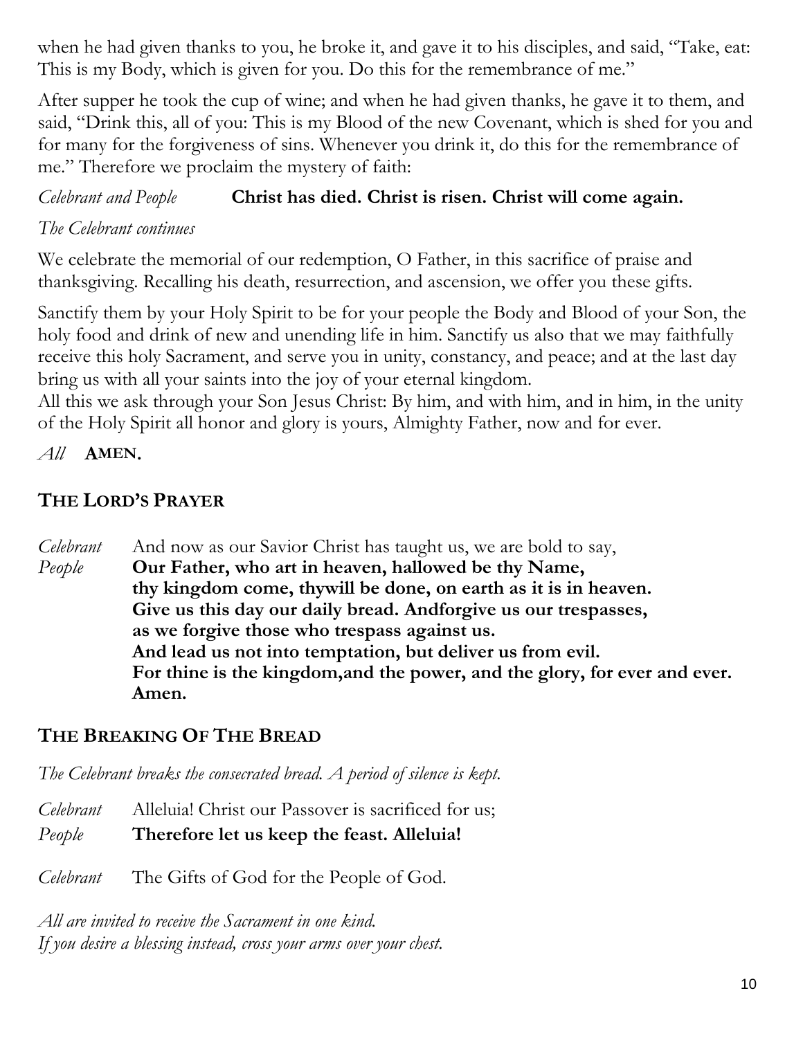when he had given thanks to you, he broke it, and gave it to his disciples, and said, "Take, eat: This is my Body, which is given for you. Do this for the remembrance of me."

After supper he took the cup of wine; and when he had given thanks, he gave it to them, and said, "Drink this, all of you: This is my Blood of the new Covenant, which is shed for you and for many for the forgiveness of sins. Whenever you drink it, do this for the remembrance of me." Therefore we proclaim the mystery of faith:

*Celebrant and People* **Christ has died. Christ is risen. Christ will come again.**

*The Celebrant continues*

We celebrate the memorial of our redemption, O Father, in this sacrifice of praise and thanksgiving. Recalling his death, resurrection, and ascension, we offer you these gifts.

Sanctify them by your Holy Spirit to be for your people the Body and Blood of your Son, the holy food and drink of new and unending life in him. Sanctify us also that we may faithfully receive this holy Sacrament, and serve you in unity, constancy, and peace; and at the last day bring us with all your saints into the joy of your eternal kingdom.
All this we ask through your Son Jesus Christ: By him, and with him, and in him, in the unity of the Holy Spirit all honor and glory is yours, Almighty Father, now and for ever.

*All* **AMEN.**

## THE LORD'S PRAYER

*Celebrant* And now as our Savior Christ has taught us, we are bold to say,
*People* **Our Father, who art in heaven, hallowed be thy Name,**
**thy kingdom come, thywill be done, on earth as it is in heaven.**
**Give us this day our daily bread. Andforgive us our trespasses,**
**as we forgive those who trespass against us.**
**And lead us not into temptation, but deliver us from evil.**
**For thine is the kingdom,and the power, and the glory, for ever and ever.**
**Amen.**

## THE BREAKING OF THE BREAD

*The Celebrant breaks the consecrated bread. A period of silence is kept.*

*Celebrant* Alleluia! Christ our Passover is sacrificed for us;
*People* **Therefore let us keep the feast. Alleluia!**

*Celebrant* The Gifts of God for the People of God.

*All are invited to receive the Sacrament in one kind.*
*If you desire a blessing instead, cross your arms over your chest.*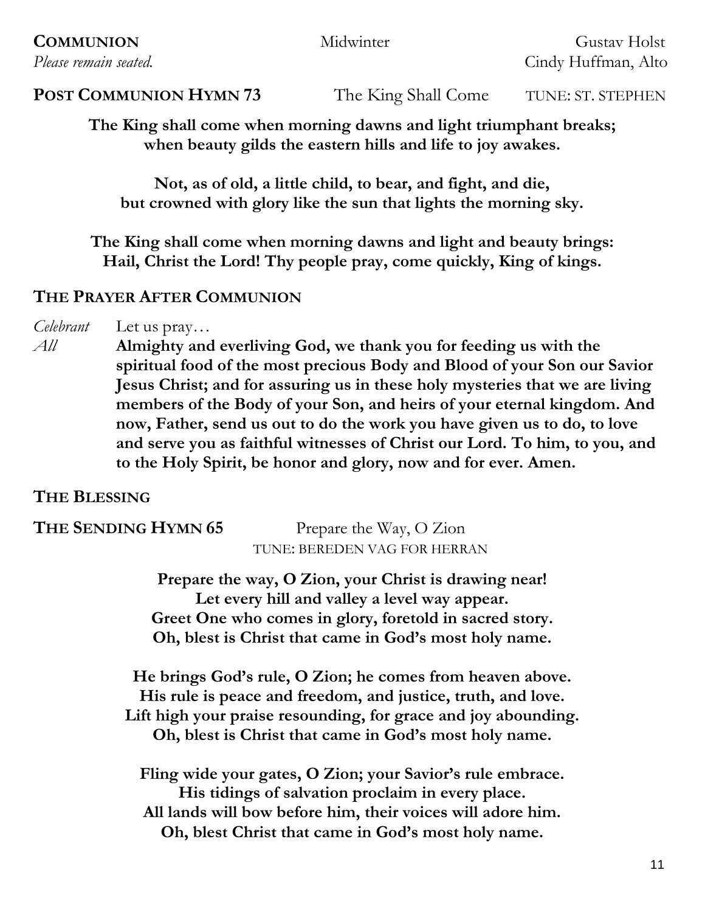**COMMUNION** Midwinter Gustav Holst

*Please remain seated.* Cindy Huffman, Alto

**POST COMMUNION HYMN 73** The King Shall Come TUNE: ST. STEPHEN

**The King shall come when morning dawns and light triumphant breaks;**
**when beauty gilds the eastern hills and life to joy awakes.**

**Not, as of old, a little child, to bear, and fight, and die,**
**but crowned with glory like the sun that lights the morning sky.**

**The King shall come when morning dawns and light and beauty brings:**
**Hail, Christ the Lord! Thy people pray, come quickly, King of kings.**

## THE PRAYER AFTER COMMUNION

*Celebrant* Let us pray…

*All* **Almighty and everliving God, we thank you for feeding us with the spiritual food of the most precious Body and Blood of your Son our Savior Jesus Christ; and for assuring us in these holy mysteries that we are living members of the Body of your Son, and heirs of your eternal kingdom. And now, Father, send us out to do the work you have given us to do, to love and serve you as faithful witnesses of Christ our Lord. To him, to you, and to the Holy Spirit, be honor and glory, now and for ever. Amen.**

## THE BLESSING

**THE SENDING HYMN 65** Prepare the Way, O Zion

TUNE: BEREDEN VAG FOR HERRAN

**Prepare the way, O Zion, your Christ is drawing near!**
**Let every hill and valley a level way appear.**
**Greet One who comes in glory, foretold in sacred story.**
**Oh, blest is Christ that came in God's most holy name.**

**He brings God's rule, O Zion; he comes from heaven above.**
**His rule is peace and freedom, and justice, truth, and love.**
**Lift high your praise resounding, for grace and joy abounding.**
**Oh, blest is Christ that came in God's most holy name.**

**Fling wide your gates, O Zion; your Savior's rule embrace.**
**His tidings of salvation proclaim in every place.**
**All lands will bow before him, their voices will adore him.**
**Oh, blest Christ that came in God's most holy name.**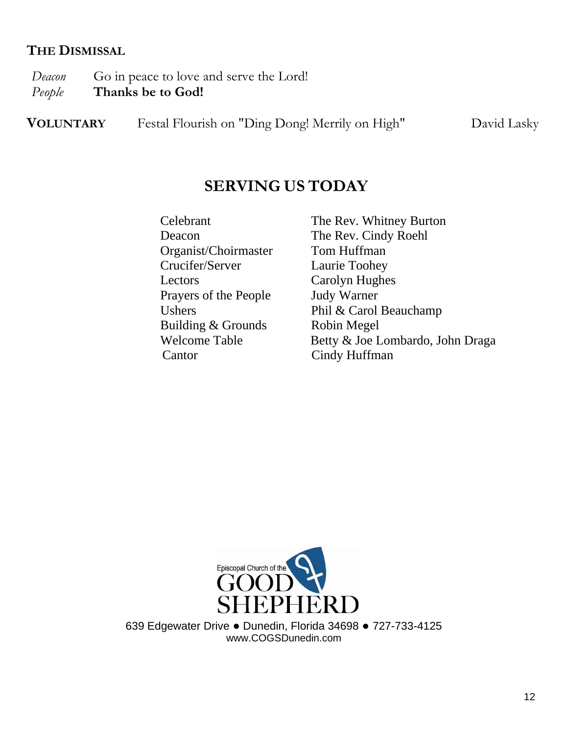**THE DISMISSAL**

*Deacon* Go in peace to love and serve the Lord!
*People* **Thanks be to God!**

**VOLUNTARY** Festal Flourish on "Ding Dong! Merrily on High" David Lasky

## SERVING US TODAY

| | |
|---|---|
| Celebrant | The Rev. Whitney Burton |
| Deacon | The Rev. Cindy Roehl |
| Organist/Choirmaster | Tom Huffman |
| Crucifer/Server | Laurie Toohey |
| Lectors | Carolyn Hughes |
| Prayers of the People | Judy Warner |
| Ushers | Phil & Carol Beauchamp |
| Building & Grounds | Robin Megel |
| Welcome Table | Betty & Joe Lombardo, John Draga |
| Cantor | Cindy Huffman |

Episcopal Church of the GOOD SHEPHERD

639 Edgewater Drive ● Dunedin, Florida 34698 ● 727-733-4125
www.COGSDunedin.com